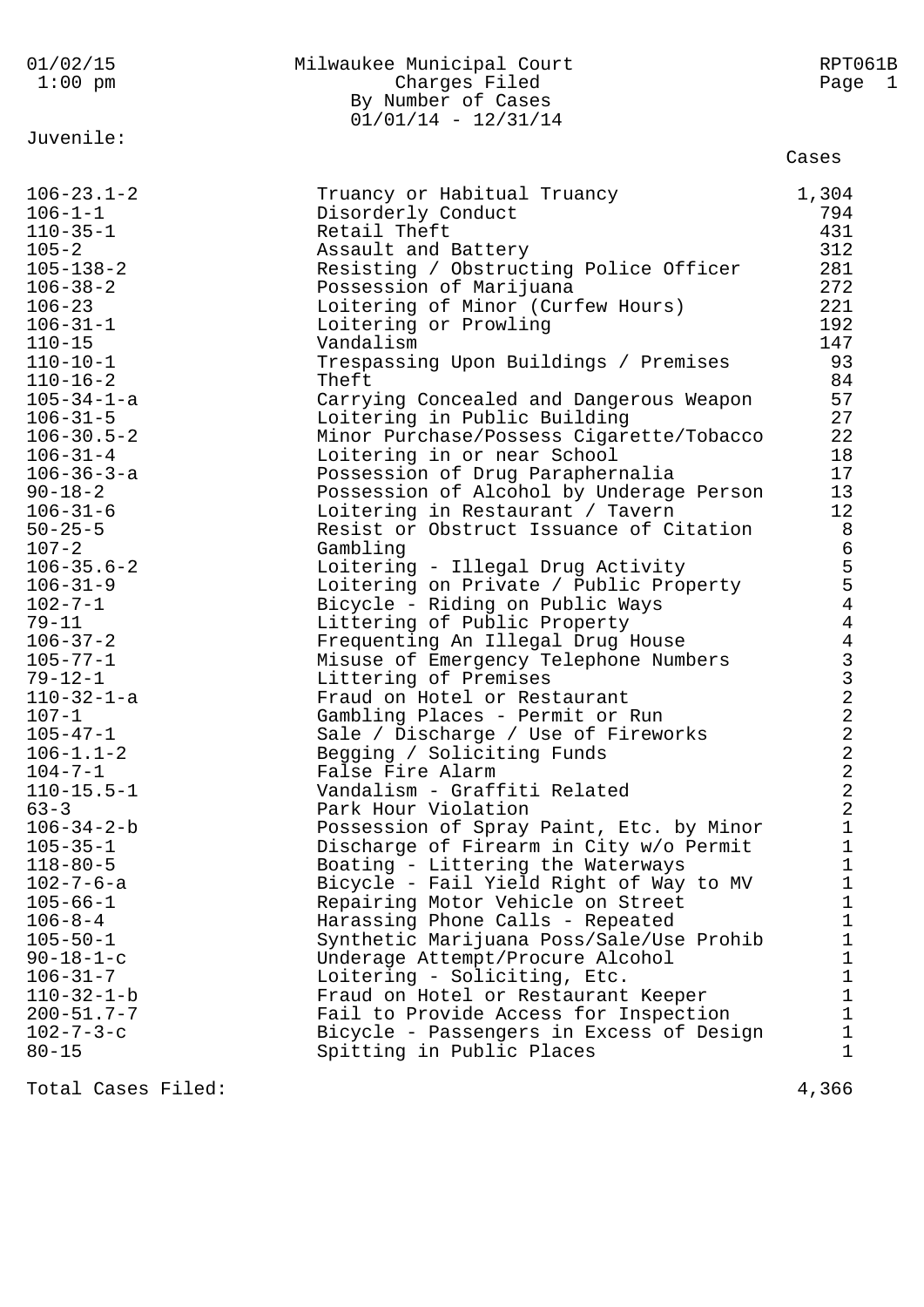01/02/15
1:00 pm

# Milwaukee Municipal Court

## Charges Filed
### By Number of Cases
### 01/01/14 - 12/31/14

RPT061B

**Juvenile:**

| Code | Charge | Cases |
|---|---|---|
| 106-23.1-2 | Truancy or Habitual Truancy | 1,304 |
| 106-1-1 | Disorderly Conduct | 794 |
| 110-35-1 | Retail Theft | 431 |
| 105-2 | Assault and Battery | 312 |
| 105-138-2 | Resisting / Obstructing Police Officer | 281 |
| 106-38-2 | Possession of Marijuana | 272 |
| 106-23 | Loitering of Minor (Curfew Hours) | 221 |
| 106-31-1 | Loitering or Prowling | 192 |
| 110-15 | Vandalism | 147 |
| 110-10-1 | Trespassing Upon Buildings / Premises | 93 |
| 110-16-2 | Theft | 84 |
| 105-34-1-a | Carrying Concealed and Dangerous Weapon | 57 |
| 106-31-5 | Loitering in Public Building | 27 |
| 106-30.5-2 | Minor Purchase/Possess Cigarette/Tobacco | 22 |
| 106-31-4 | Loitering in or near School | 18 |
| 106-36-3-a | Possession of Drug Paraphernalia | 17 |
| 90-18-2 | Possession of Alcohol by Underage Person | 13 |
| 106-31-6 | Loitering in Restaurant / Tavern | 12 |
| 50-25-5 | Resist or Obstruct Issuance of Citation | 8 |
| 107-2 | Gambling | 6 |
| 106-35.6-2 | Loitering - Illegal Drug Activity | 5 |
| 106-31-9 | Loitering on Private / Public Property | 5 |
| 102-7-1 | Bicycle - Riding on Public Ways | 4 |
| 79-11 | Littering of Public Property | 4 |
| 106-37-2 | Frequenting An Illegal Drug House | 4 |
| 105-77-1 | Misuse of Emergency Telephone Numbers | 3 |
| 79-12-1 | Littering of Premises | 3 |
| 110-32-1-a | Fraud on Hotel or Restaurant | 2 |
| 107-1 | Gambling Places - Permit or Run | 2 |
| 105-47-1 | Sale / Discharge / Use of Fireworks | 2 |
| 106-1.1-2 | Begging / Soliciting Funds | 2 |
| 104-7-1 | False Fire Alarm | 2 |
| 110-15.5-1 | Vandalism - Graffiti Related | 2 |
| 63-3 | Park Hour Violation | 2 |
| 106-34-2-b | Possession of Spray Paint, Etc. by Minor | 1 |
| 105-35-1 | Discharge of Firearm in City w/o Permit | 1 |
| 118-80-5 | Boating - Littering the Waterways | 1 |
| 102-7-6-a | Bicycle - Fail Yield Right of Way to MV | 1 |
| 105-66-1 | Repairing Motor Vehicle on Street | 1 |
| 106-8-4 | Harassing Phone Calls - Repeated | 1 |
| 105-50-1 | Synthetic Marijuana Poss/Sale/Use Prohib | 1 |
| 90-18-1-c | Underage Attempt/Procure Alcohol | 1 |
| 106-31-7 | Loitering - Soliciting, Etc. | 1 |
| 110-32-1-b | Fraud on Hotel or Restaurant Keeper | 1 |
| 200-51.7-7 | Fail to Provide Access for Inspection | 1 |
| 102-7-3-c | Bicycle - Passengers in Excess of Design | 1 |
| 80-15 | Spitting in Public Places | 1 |

**Total Cases Filed:** 4,366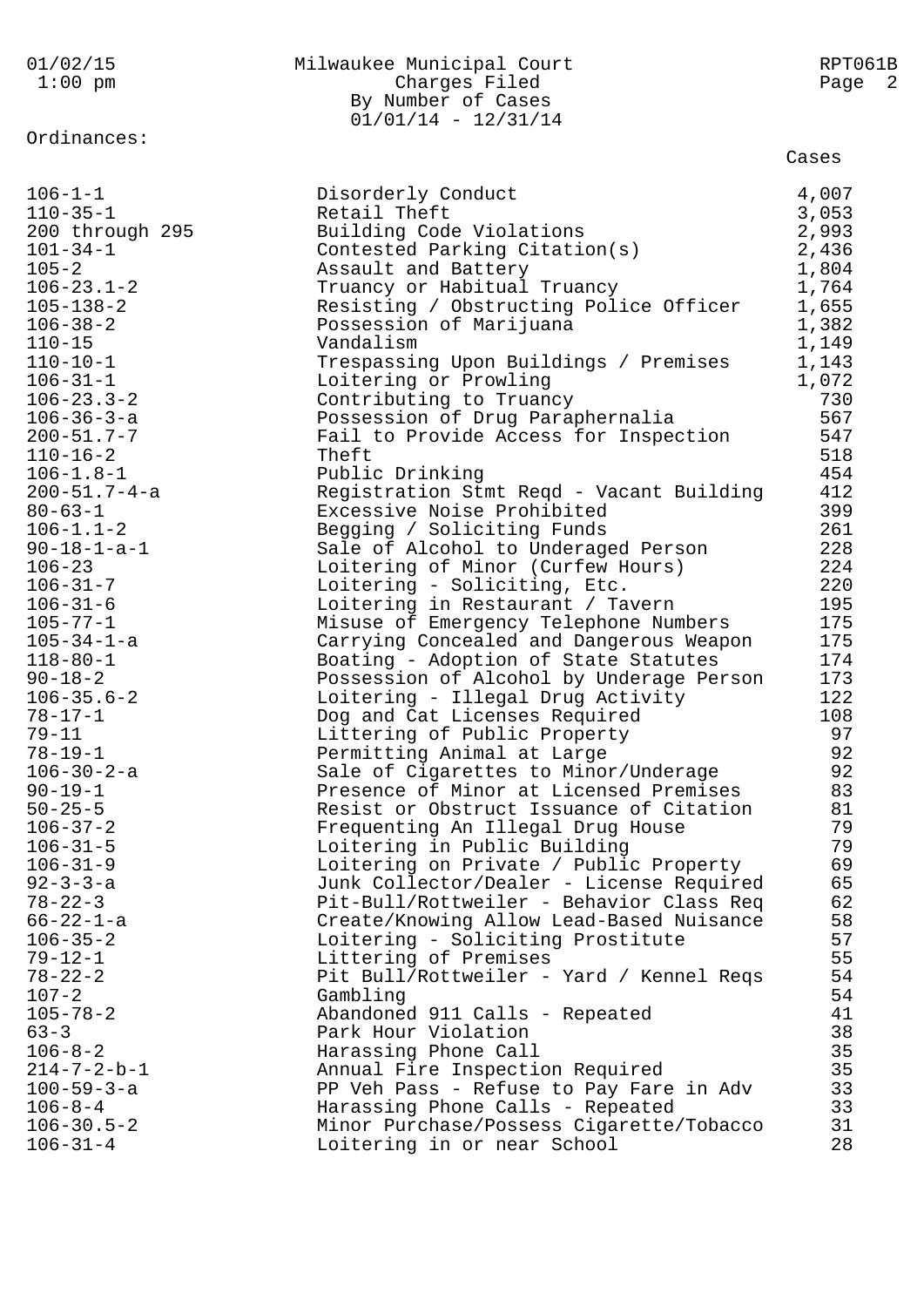Milwaukee Municipal Court
Charges Filed
By Number of Cases
01/01/14 - 12/31/14

Ordinances:

| Ordinance | Description | Cases |
|---|---|---|
| 106-1-1 | Disorderly Conduct | 4,007 |
| 110-35-1 | Retail Theft | 3,053 |
| 200 through 295 | Building Code Violations | 2,993 |
| 101-34-1 | Contested Parking Citation(s) | 2,436 |
| 105-2 | Assault and Battery | 1,804 |
| 106-23.1-2 | Truancy or Habitual Truancy | 1,764 |
| 105-138-2 | Resisting / Obstructing Police Officer | 1,655 |
| 106-38-2 | Possession of Marijuana | 1,382 |
| 110-15 | Vandalism | 1,149 |
| 110-10-1 | Trespassing Upon Buildings / Premises | 1,143 |
| 106-31-1 | Loitering or Prowling | 1,072 |
| 106-23.3-2 | Contributing to Truancy | 730 |
| 106-36-3-a | Possession of Drug Paraphernalia | 567 |
| 200-51.7-7 | Fail to Provide Access for Inspection | 547 |
| 110-16-2 | Theft | 518 |
| 106-1.8-1 | Public Drinking | 454 |
| 200-51.7-4-a | Registration Stmt Reqd - Vacant Building | 412 |
| 80-63-1 | Excessive Noise Prohibited | 399 |
| 106-1.1-2 | Begging / Soliciting Funds | 261 |
| 90-18-1-a-1 | Sale of Alcohol to Underaged Person | 228 |
| 106-23 | Loitering of Minor (Curfew Hours) | 224 |
| 106-31-7 | Loitering - Soliciting, Etc. | 220 |
| 106-31-6 | Loitering in Restaurant / Tavern | 195 |
| 105-77-1 | Misuse of Emergency Telephone Numbers | 175 |
| 105-34-1-a | Carrying Concealed and Dangerous Weapon | 175 |
| 118-80-1 | Boating - Adoption of State Statutes | 174 |
| 90-18-2 | Possession of Alcohol by Underage Person | 173 |
| 106-35.6-2 | Loitering - Illegal Drug Activity | 122 |
| 78-17-1 | Dog and Cat Licenses Required | 108 |
| 79-11 | Littering of Public Property | 97 |
| 78-19-1 | Permitting Animal at Large | 92 |
| 106-30-2-a | Sale of Cigarettes to Minor/Underage | 92 |
| 90-19-1 | Presence of Minor at Licensed Premises | 83 |
| 50-25-5 | Resist or Obstruct Issuance of Citation | 81 |
| 106-37-2 | Frequenting An Illegal Drug House | 79 |
| 106-31-5 | Loitering in Public Building | 79 |
| 106-31-9 | Loitering on Private / Public Property | 69 |
| 92-3-3-a | Junk Collector/Dealer - License Required | 65 |
| 78-22-3 | Pit-Bull/Rottweiler - Behavior Class Req | 62 |
| 66-22-1-a | Create/Knowing Allow Lead-Based Nuisance | 58 |
| 106-35-2 | Loitering - Soliciting Prostitute | 57 |
| 79-12-1 | Littering of Premises | 55 |
| 78-22-2 | Pit Bull/Rottweiler - Yard / Kennel Reqs | 54 |
| 107-2 | Gambling | 54 |
| 105-78-2 | Abandoned 911 Calls - Repeated | 41 |
| 63-3 | Park Hour Violation | 38 |
| 106-8-2 | Harassing Phone Call | 35 |
| 214-7-2-b-1 | Annual Fire Inspection Required | 35 |
| 100-59-3-a | PP Veh Pass - Refuse to Pay Fare in Adv | 33 |
| 106-8-4 | Harassing Phone Calls - Repeated | 33 |
| 106-30.5-2 | Minor Purchase/Possess Cigarette/Tobacco | 31 |
| 106-31-4 | Loitering in or near School | 28 |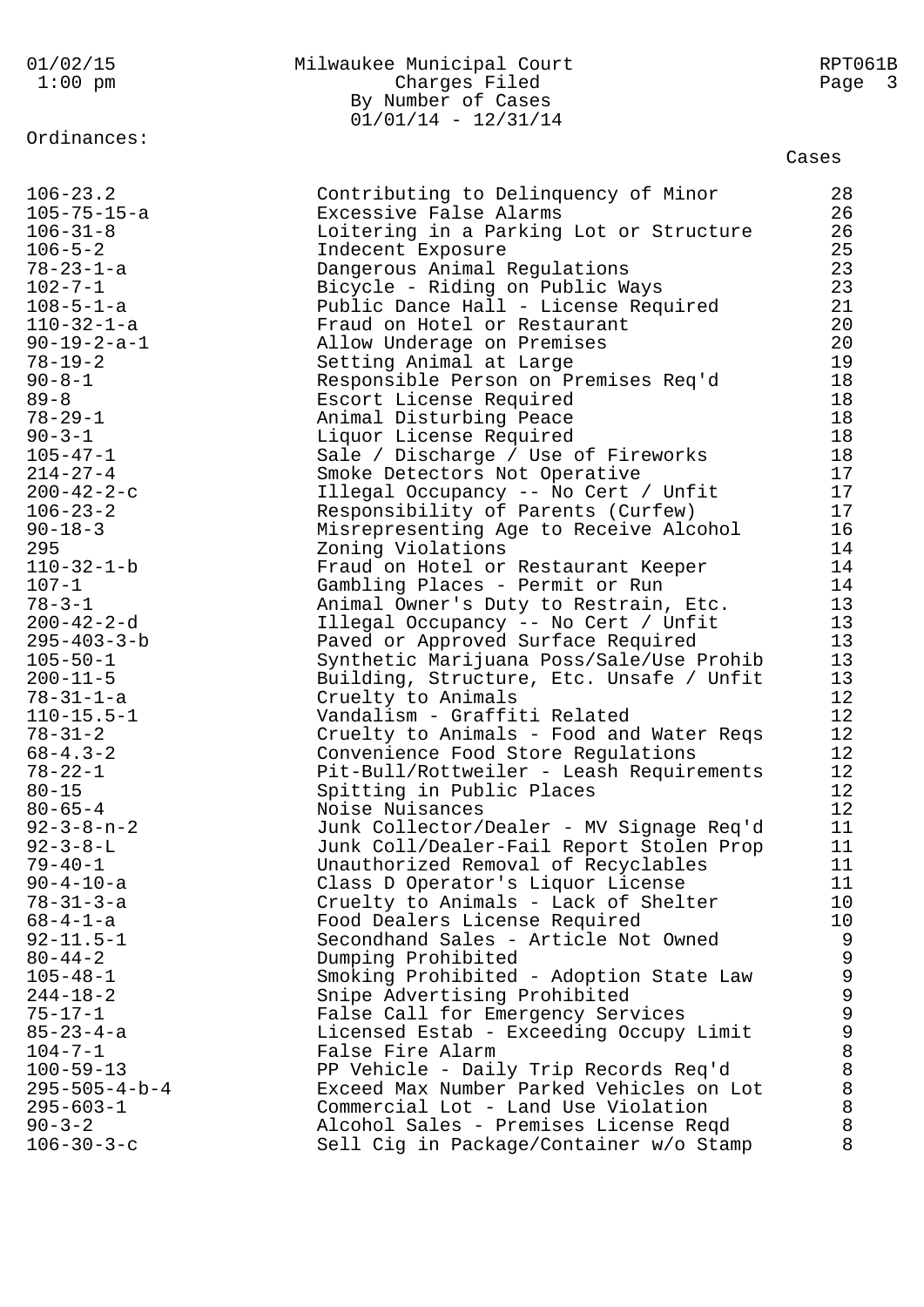Milwaukee Municipal Court
Charges Filed
By Number of Cases
01/01/14 - 12/31/14

Ordinances:

| Ordinance | Description | Cases |
|---|---|---|
| 106-23.2 | Contributing to Delinquency of Minor | 28 |
| 105-75-15-a | Excessive False Alarms | 26 |
| 106-31-8 | Loitering in a Parking Lot or Structure | 26 |
| 106-5-2 | Indecent Exposure | 25 |
| 78-23-1-a | Dangerous Animal Regulations | 23 |
| 102-7-1 | Bicycle - Riding on Public Ways | 23 |
| 108-5-1-a | Public Dance Hall - License Required | 21 |
| 110-32-1-a | Fraud on Hotel or Restaurant | 20 |
| 90-19-2-a-1 | Allow Underage on Premises | 20 |
| 78-19-2 | Setting Animal at Large | 19 |
| 90-8-1 | Responsible Person on Premises Req'd | 18 |
| 89-8 | Escort License Required | 18 |
| 78-29-1 | Animal Disturbing Peace | 18 |
| 90-3-1 | Liquor License Required | 18 |
| 105-47-1 | Sale / Discharge / Use of Fireworks | 18 |
| 214-27-4 | Smoke Detectors Not Operative | 17 |
| 200-42-2-c | Illegal Occupancy -- No Cert / Unfit | 17 |
| 106-23-2 | Responsibility of Parents (Curfew) | 17 |
| 90-18-3 | Misrepresenting Age to Receive Alcohol | 16 |
| 295 | Zoning Violations | 14 |
| 110-32-1-b | Fraud on Hotel or Restaurant Keeper | 14 |
| 107-1 | Gambling Places - Permit or Run | 14 |
| 78-3-1 | Animal Owner's Duty to Restrain, Etc. | 13 |
| 200-42-2-d | Illegal Occupancy -- No Cert / Unfit | 13 |
| 295-403-3-b | Paved or Approved Surface Required | 13 |
| 105-50-1 | Synthetic Marijuana Poss/Sale/Use Prohib | 13 |
| 200-11-5 | Building, Structure, Etc. Unsafe / Unfit | 13 |
| 78-31-1-a | Cruelty to Animals | 12 |
| 110-15.5-1 | Vandalism - Graffiti Related | 12 |
| 78-31-2 | Cruelty to Animals - Food and Water Reqs | 12 |
| 68-4.3-2 | Convenience Food Store Regulations | 12 |
| 78-22-1 | Pit-Bull/Rottweiler - Leash Requirements | 12 |
| 80-15 | Spitting in Public Places | 12 |
| 80-65-4 | Noise Nuisances | 12 |
| 92-3-8-n-2 | Junk Collector/Dealer - MV Signage Req'd | 11 |
| 92-3-8-L | Junk Coll/Dealer-Fail Report Stolen Prop | 11 |
| 79-40-1 | Unauthorized Removal of Recyclables | 11 |
| 90-4-10-a | Class D Operator's Liquor License | 11 |
| 78-31-3-a | Cruelty to Animals - Lack of Shelter | 10 |
| 68-4-1-a | Food Dealers License Required | 10 |
| 92-11.5-1 | Secondhand Sales - Article Not Owned | 9 |
| 80-44-2 | Dumping Prohibited | 9 |
| 105-48-1 | Smoking Prohibited - Adoption State Law | 9 |
| 244-18-2 | Snipe Advertising Prohibited | 9 |
| 75-17-1 | False Call for Emergency Services | 9 |
| 85-23-4-a | Licensed Estab - Exceeding Occupy Limit | 9 |
| 104-7-1 | False Fire Alarm | 8 |
| 100-59-13 | PP Vehicle - Daily Trip Records Req'd | 8 |
| 295-505-4-b-4 | Exceed Max Number Parked Vehicles on Lot | 8 |
| 295-603-1 | Commercial Lot - Land Use Violation | 8 |
| 90-3-2 | Alcohol Sales - Premises License Reqd | 8 |
| 106-30-3-c | Sell Cig in Package/Container w/o Stamp | 8 |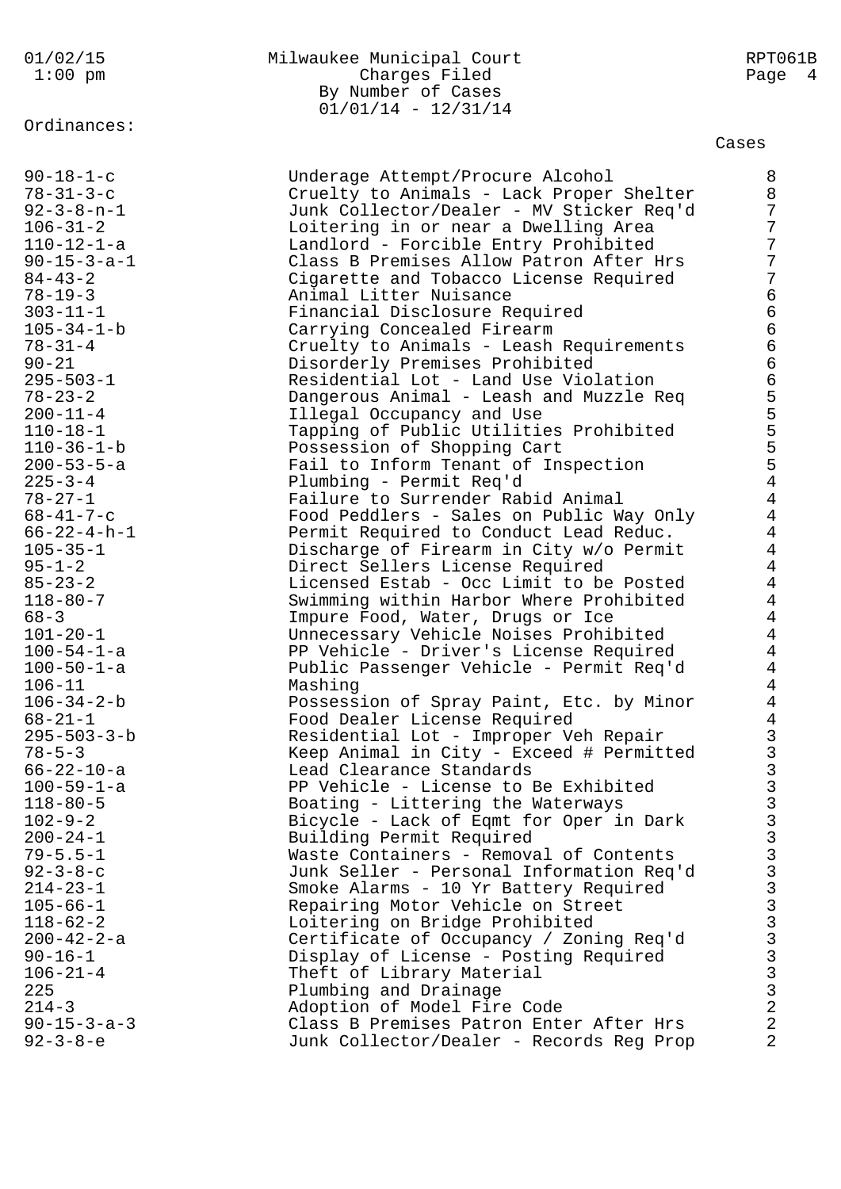Ordinances:

| | | Cases |
|---|---|---|
| 90-18-1-c | Underage Attempt/Procure Alcohol | 8 |
| 78-31-3-c | Cruelty to Animals - Lack Proper Shelter | 8 |
| 92-3-8-n-1 | Junk Collector/Dealer - MV Sticker Req'd | 7 |
| 106-31-2 | Loitering in or near a Dwelling Area | 7 |
| 110-12-1-a | Landlord - Forcible Entry Prohibited | 7 |
| 90-15-3-a-1 | Class B Premises Allow Patron After Hrs | 7 |
| 84-43-2 | Cigarette and Tobacco License Required | 7 |
| 78-19-3 | Animal Litter Nuisance | 6 |
| 303-11-1 | Financial Disclosure Required | 6 |
| 105-34-1-b | Carrying Concealed Firearm | 6 |
| 78-31-4 | Cruelty to Animals - Leash Requirements | 6 |
| 90-21 | Disorderly Premises Prohibited | 6 |
| 295-503-1 | Residential Lot - Land Use Violation | 6 |
| 78-23-2 | Dangerous Animal - Leash and Muzzle Req | 5 |
| 200-11-4 | Illegal Occupancy and Use | 5 |
| 110-18-1 | Tapping of Public Utilities Prohibited | 5 |
| 110-36-1-b | Possession of Shopping Cart | 5 |
| 200-53-5-a | Fail to Inform Tenant of Inspection | 5 |
| 225-3-4 | Plumbing - Permit Req'd | 4 |
| 78-27-1 | Failure to Surrender Rabid Animal | 4 |
| 68-41-7-c | Food Peddlers - Sales on Public Way Only | 4 |
| 66-22-4-h-1 | Permit Required to Conduct Lead Reduc. | 4 |
| 105-35-1 | Discharge of Firearm in City w/o Permit | 4 |
| 95-1-2 | Direct Sellers License Required | 4 |
| 85-23-2 | Licensed Estab - Occ Limit to be Posted | 4 |
| 118-80-7 | Swimming within Harbor Where Prohibited | 4 |
| 68-3 | Impure Food, Water, Drugs or Ice | 4 |
| 101-20-1 | Unnecessary Vehicle Noises Prohibited | 4 |
| 100-54-1-a | PP Vehicle - Driver's License Required | 4 |
| 100-50-1-a | Public Passenger Vehicle - Permit Req'd | 4 |
| 106-11 | Mashing | 4 |
| 106-34-2-b | Possession of Spray Paint, Etc. by Minor | 4 |
| 68-21-1 | Food Dealer License Required | 4 |
| 295-503-3-b | Residential Lot - Improper Veh Repair | 3 |
| 78-5-3 | Keep Animal in City - Exceed # Permitted | 3 |
| 66-22-10-a | Lead Clearance Standards | 3 |
| 100-59-1-a | PP Vehicle - License to Be Exhibited | 3 |
| 118-80-5 | Boating - Littering the Waterways | 3 |
| 102-9-2 | Bicycle - Lack of Eqmt for Oper in Dark | 3 |
| 200-24-1 | Building Permit Required | 3 |
| 79-5.5-1 | Waste Containers - Removal of Contents | 3 |
| 92-3-8-c | Junk Seller - Personal Information Req'd | 3 |
| 214-23-1 | Smoke Alarms - 10 Yr Battery Required | 3 |
| 105-66-1 | Repairing Motor Vehicle on Street | 3 |
| 118-62-2 | Loitering on Bridge Prohibited | 3 |
| 200-42-2-a | Certificate of Occupancy / Zoning Req'd | 3 |
| 90-16-1 | Display of License - Posting Required | 3 |
| 106-21-4 | Theft of Library Material | 3 |
| 225 | Plumbing and Drainage | 3 |
| 214-3 | Adoption of Model Fire Code | 2 |
| 90-15-3-a-3 | Class B Premises Patron Enter After Hrs | 2 |
| 92-3-8-e | Junk Collector/Dealer - Records Reg Prop | 2 |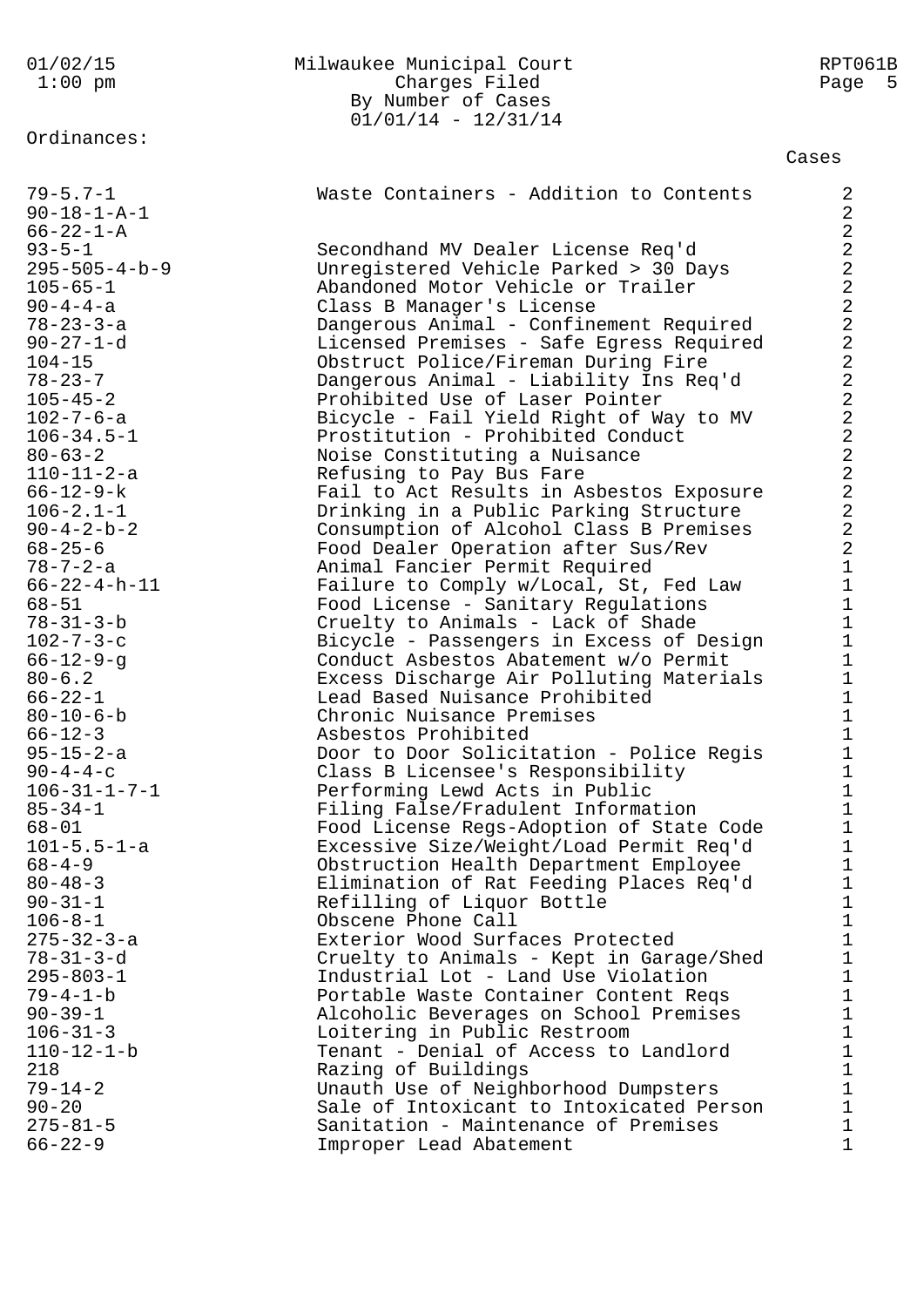Milwaukee Municipal Court
Charges Filed
By Number of Cases
01/01/14 - 12/31/14

Ordinances:

| Ordinance | Description | Cases |
|---|---|---|
| 79-5.7-1 | Waste Containers - Addition to Contents | 2 |
| 90-18-1-A-1 | | 2 |
| 66-22-1-A | | 2 |
| 93-5-1 | Secondhand MV Dealer License Req'd | 2 |
| 295-505-4-b-9 | Unregistered Vehicle Parked > 30 Days | 2 |
| 105-65-1 | Abandoned Motor Vehicle or Trailer | 2 |
| 90-4-4-a | Class B Manager's License | 2 |
| 78-23-3-a | Dangerous Animal - Confinement Required | 2 |
| 90-27-1-d | Licensed Premises - Safe Egress Required | 2 |
| 104-15 | Obstruct Police/Fireman During Fire | 2 |
| 78-23-7 | Dangerous Animal - Liability Ins Req'd | 2 |
| 105-45-2 | Prohibited Use of Laser Pointer | 2 |
| 102-7-6-a | Bicycle - Fail Yield Right of Way to MV | 2 |
| 106-34.5-1 | Prostitution - Prohibited Conduct | 2 |
| 80-63-2 | Noise Constituting a Nuisance | 2 |
| 110-11-2-a | Refusing to Pay Bus Fare | 2 |
| 66-12-9-k | Fail to Act Results in Asbestos Exposure | 2 |
| 106-2.1-1 | Drinking in a Public Parking Structure | 2 |
| 90-4-2-b-2 | Consumption of Alcohol Class B Premises | 2 |
| 68-25-6 | Food Dealer Operation after Sus/Rev | 2 |
| 78-7-2-a | Animal Fancier Permit Required | 1 |
| 66-22-4-h-11 | Failure to Comply w/Local, St, Fed Law | 1 |
| 68-51 | Food License - Sanitary Regulations | 1 |
| 78-31-3-b | Cruelty to Animals - Lack of Shade | 1 |
| 102-7-3-c | Bicycle - Passengers in Excess of Design | 1 |
| 66-12-9-g | Conduct Asbestos Abatement w/o Permit | 1 |
| 80-6.2 | Excess Discharge Air Polluting Materials | 1 |
| 66-22-1 | Lead Based Nuisance Prohibited | 1 |
| 80-10-6-b | Chronic Nuisance Premises | 1 |
| 66-12-3 | Asbestos Prohibited | 1 |
| 95-15-2-a | Door to Door Solicitation - Police Regis | 1 |
| 90-4-4-c | Class B Licensee's Responsibility | 1 |
| 106-31-1-7-1 | Performing Lewd Acts in Public | 1 |
| 85-34-1 | Filing False/Fradulent Information | 1 |
| 68-01 | Food License Regs-Adoption of State Code | 1 |
| 101-5.5-1-a | Excessive Size/Weight/Load Permit Req'd | 1 |
| 68-4-9 | Obstruction Health Department Employee | 1 |
| 80-48-3 | Elimination of Rat Feeding Places Req'd | 1 |
| 90-31-1 | Refilling of Liquor Bottle | 1 |
| 106-8-1 | Obscene Phone Call | 1 |
| 275-32-3-a | Exterior Wood Surfaces Protected | 1 |
| 78-31-3-d | Cruelty to Animals - Kept in Garage/Shed | 1 |
| 295-803-1 | Industrial Lot - Land Use Violation | 1 |
| 79-4-1-b | Portable Waste Container Content Reqs | 1 |
| 90-39-1 | Alcoholic Beverages on School Premises | 1 |
| 106-31-3 | Loitering in Public Restroom | 1 |
| 110-12-1-b | Tenant - Denial of Access to Landlord | 1 |
| 218 | Razing of Buildings | 1 |
| 79-14-2 | Unauth Use of Neighborhood Dumpsters | 1 |
| 90-20 | Sale of Intoxicant to Intoxicated Person | 1 |
| 275-81-5 | Sanitation - Maintenance of Premises | 1 |
| 66-22-9 | Improper Lead Abatement | 1 |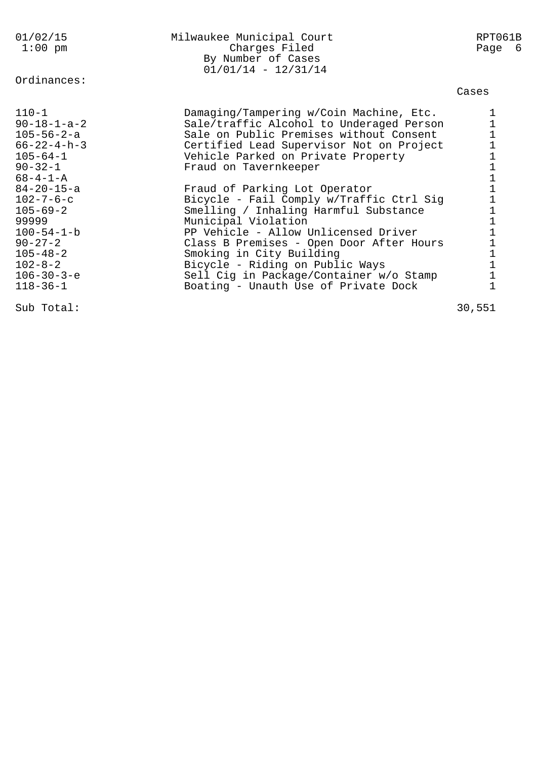Milwaukee Municipal Court
Charges Filed
By Number of Cases
01/01/14 - 12/31/14

RPT061B

01/02/15
1:00 pm

Ordinances:

| Ordinance | Description | Cases |
|---|---|---|
| 110-1 | Damaging/Tampering w/Coin Machine, Etc. | 1 |
| 90-18-1-a-2 | Sale/traffic Alcohol to Underaged Person | 1 |
| 105-56-2-a | Sale on Public Premises without Consent | 1 |
| 66-22-4-h-3 | Certified Lead Supervisor Not on Project | 1 |
| 105-64-1 | Vehicle Parked on Private Property | 1 |
| 90-32-1 | Fraud on Tavernkeeper | 1 |
| 68-4-1-A | | 1 |
| 84-20-15-a | Fraud of Parking Lot Operator | 1 |
| 102-7-6-c | Bicycle - Fail Comply w/Traffic Ctrl Sig | 1 |
| 105-69-2 | Smelling / Inhaling Harmful Substance | 1 |
| 99999 | Municipal Violation | 1 |
| 100-54-1-b | PP Vehicle - Allow Unlicensed Driver | 1 |
| 90-27-2 | Class B Premises - Open Door After Hours | 1 |
| 105-48-2 | Smoking in City Building | 1 |
| 102-8-2 | Bicycle - Riding on Public Ways | 1 |
| 106-30-3-e | Sell Cig in Package/Container w/o Stamp | 1 |
| 118-36-1 | Boating - Unauth Use of Private Dock | 1 |
| Sub Total: | | 30,551 |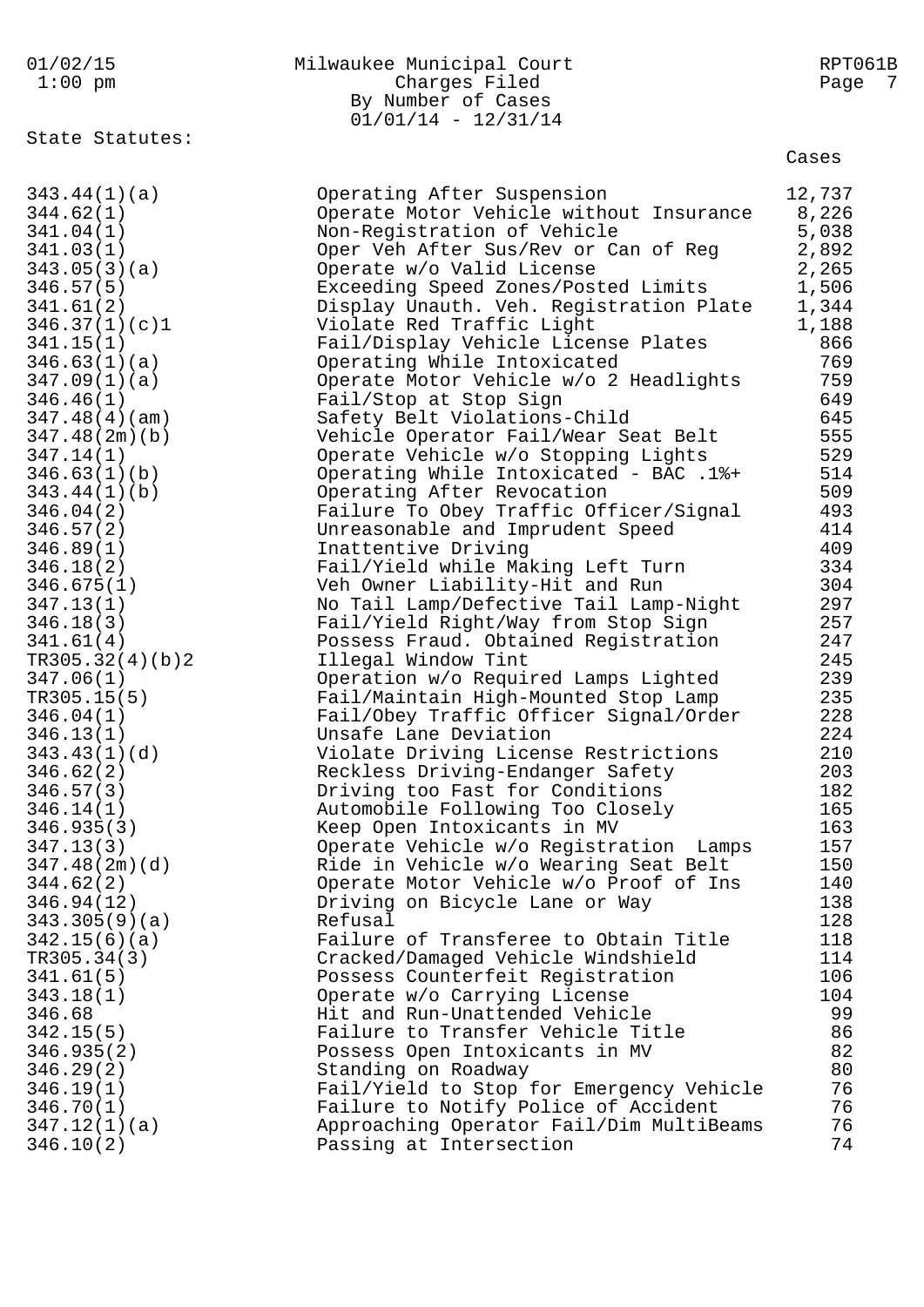Milwaukee Municipal Court
Charges Filed
By Number of Cases
01/01/14 - 12/31/14

State Statutes:

| Statute | Description | Cases |
|---|---|---|
| 343.44(1)(a) | Operating After Suspension | 12,737 |
| 344.62(1) | Operate Motor Vehicle without Insurance | 8,226 |
| 341.04(1) | Non-Registration of Vehicle | 5,038 |
| 341.03(1) | Oper Veh After Sus/Rev or Can of Reg | 2,892 |
| 343.05(3)(a) | Operate w/o Valid License | 2,265 |
| 346.57(5) | Exceeding Speed Zones/Posted Limits | 1,506 |
| 341.61(2) | Display Unauth. Veh. Registration Plate | 1,344 |
| 346.37(1)(c)1 | Violate Red Traffic Light | 1,188 |
| 341.15(1) | Fail/Display Vehicle License Plates | 866 |
| 346.63(1)(a) | Operating While Intoxicated | 769 |
| 347.09(1)(a) | Operate Motor Vehicle w/o 2 Headlights | 759 |
| 346.46(1) | Fail/Stop at Stop Sign | 649 |
| 347.48(4)(am) | Safety Belt Violations-Child | 645 |
| 347.48(2m)(b) | Vehicle Operator Fail/Wear Seat Belt | 555 |
| 347.14(1) | Operate Vehicle w/o Stopping Lights | 529 |
| 346.63(1)(b) | Operating While Intoxicated - BAC .1%+ | 514 |
| 343.44(1)(b) | Operating After Revocation | 509 |
| 346.04(2) | Failure To Obey Traffic Officer/Signal | 493 |
| 346.57(2) | Unreasonable and Imprudent Speed | 414 |
| 346.89(1) | Inattentive Driving | 409 |
| 346.18(2) | Fail/Yield while Making Left Turn | 334 |
| 346.675(1) | Veh Owner Liability-Hit and Run | 304 |
| 347.13(1) | No Tail Lamp/Defective Tail Lamp-Night | 297 |
| 346.18(3) | Fail/Yield Right/Way from Stop Sign | 257 |
| 341.61(4) | Possess Fraud. Obtained Registration | 247 |
| TR305.32(4)(b)2 | Illegal Window Tint | 245 |
| 347.06(1) | Operation w/o Required Lamps Lighted | 239 |
| TR305.15(5) | Fail/Maintain High-Mounted Stop Lamp | 235 |
| 346.04(1) | Fail/Obey Traffic Officer Signal/Order | 228 |
| 346.13(1) | Unsafe Lane Deviation | 224 |
| 343.43(1)(d) | Violate Driving License Restrictions | 210 |
| 346.62(2) | Reckless Driving-Endanger Safety | 203 |
| 346.57(3) | Driving too Fast for Conditions | 182 |
| 346.14(1) | Automobile Following Too Closely | 165 |
| 346.935(3) | Keep Open Intoxicants in MV | 163 |
| 347.13(3) | Operate Vehicle w/o Registration Lamps | 157 |
| 347.48(2m)(d) | Ride in Vehicle w/o Wearing Seat Belt | 150 |
| 344.62(2) | Operate Motor Vehicle w/o Proof of Ins | 140 |
| 346.94(12) | Driving on Bicycle Lane or Way | 138 |
| 343.305(9)(a) | Refusal | 128 |
| 342.15(6)(a) | Failure of Transferee to Obtain Title | 118 |
| TR305.34(3) | Cracked/Damaged Vehicle Windshield | 114 |
| 341.61(5) | Possess Counterfeit Registration | 106 |
| 343.18(1) | Operate w/o Carrying License | 104 |
| 346.68 | Hit and Run-Unattended Vehicle | 99 |
| 342.15(5) | Failure to Transfer Vehicle Title | 86 |
| 346.935(2) | Possess Open Intoxicants in MV | 82 |
| 346.29(2) | Standing on Roadway | 80 |
| 346.19(1) | Fail/Yield to Stop for Emergency Vehicle | 76 |
| 346.70(1) | Failure to Notify Police of Accident | 76 |
| 347.12(1)(a) | Approaching Operator Fail/Dim MultiBeams | 76 |
| 346.10(2) | Passing at Intersection | 74 |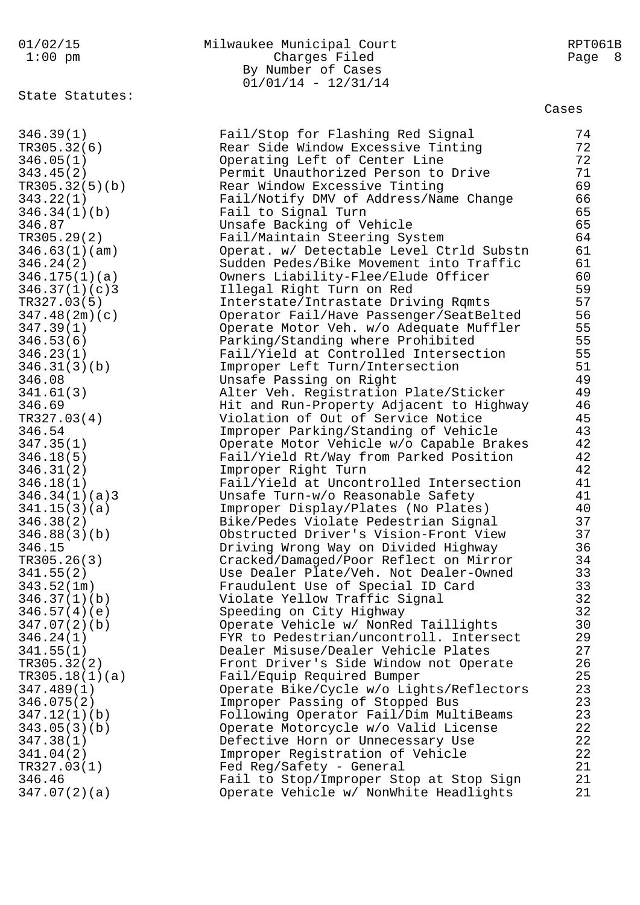State Statutes:

| Statute | Description | Cases |
| --- | --- | --- |
| 346.39(1) | Fail/Stop for Flashing Red Signal | 74 |
| TR305.32(6) | Rear Side Window Excessive Tinting | 72 |
| 346.05(1) | Operating Left of Center Line | 72 |
| 343.45(2) | Permit Unauthorized Person to Drive | 71 |
| TR305.32(5)(b) | Rear Window Excessive Tinting | 69 |
| 343.22(1) | Fail/Notify DMV of Address/Name Change | 66 |
| 346.34(1)(b) | Fail to Signal Turn | 65 |
| 346.87 | Unsafe Backing of Vehicle | 65 |
| TR305.29(2) | Fail/Maintain Steering System | 64 |
| 346.63(1)(am) | Operat. w/ Detectable Level Ctrld Substn | 61 |
| 346.24(2) | Sudden Pedes/Bike Movement into Traffic | 61 |
| 346.175(1)(a) | Owners Liability-Flee/Elude Officer | 60 |
| 346.37(1)(c)3 | Illegal Right Turn on Red | 59 |
| TR327.03(5) | Interstate/Intrastate Driving Rqmts | 57 |
| 347.48(2m)(c) | Operator Fail/Have Passenger/SeatBelted | 56 |
| 347.39(1) | Operate Motor Veh. w/o Adequate Muffler | 55 |
| 346.53(6) | Parking/Standing where Prohibited | 55 |
| 346.23(1) | Fail/Yield at Controlled Intersection | 55 |
| 346.31(3)(b) | Improper Left Turn/Intersection | 51 |
| 346.08 | Unsafe Passing on Right | 49 |
| 341.61(3) | Alter Veh. Registration Plate/Sticker | 49 |
| 346.69 | Hit and Run-Property Adjacent to Highway | 46 |
| TR327.03(4) | Violation of Out of Service Notice | 45 |
| 346.54 | Improper Parking/Standing of Vehicle | 43 |
| 347.35(1) | Operate Motor Vehicle w/o Capable Brakes | 42 |
| 346.18(5) | Fail/Yield Rt/Way from Parked Position | 42 |
| 346.31(2) | Improper Right Turn | 42 |
| 346.18(1) | Fail/Yield at Uncontrolled Intersection | 41 |
| 346.34(1)(a)3 | Unsafe Turn-w/o Reasonable Safety | 41 |
| 341.15(3)(a) | Improper Display/Plates (No Plates) | 40 |
| 346.38(2) | Bike/Pedes Violate Pedestrian Signal | 37 |
| 346.88(3)(b) | Obstructed Driver's Vision-Front View | 37 |
| 346.15 | Driving Wrong Way on Divided Highway | 36 |
| TR305.26(3) | Cracked/Damaged/Poor Reflect on Mirror | 34 |
| 341.55(2) | Use Dealer Plate/Veh. Not Dealer-Owned | 33 |
| 343.52(1m) | Fraudulent Use of Special ID Card | 33 |
| 346.37(1)(b) | Violate Yellow Traffic Signal | 32 |
| 346.57(4)(e) | Speeding on City Highway | 32 |
| 347.07(2)(b) | Operate Vehicle w/ NonRed Taillights | 30 |
| 346.24(1) | FYR to Pedestrian/uncontroll. Intersect | 29 |
| 341.55(1) | Dealer Misuse/Dealer Vehicle Plates | 27 |
| TR305.32(2) | Front Driver's Side Window not Operate | 26 |
| TR305.18(1)(a) | Fail/Equip Required Bumper | 25 |
| 347.489(1) | Operate Bike/Cycle w/o Lights/Reflectors | 23 |
| 346.075(2) | Improper Passing of Stopped Bus | 23 |
| 347.12(1)(b) | Following Operator Fail/Dim MultiBeams | 23 |
| 343.05(3)(b) | Operate Motorcycle w/o Valid License | 22 |
| 347.38(1) | Defective Horn or Unnecessary Use | 22 |
| 341.04(2) | Improper Registration of Vehicle | 22 |
| TR327.03(1) | Fed Reg/Safety - General | 21 |
| 346.46 | Fail to Stop/Improper Stop at Stop Sign | 21 |
| 347.07(2)(a) | Operate Vehicle w/ NonWhite Headlights | 21 |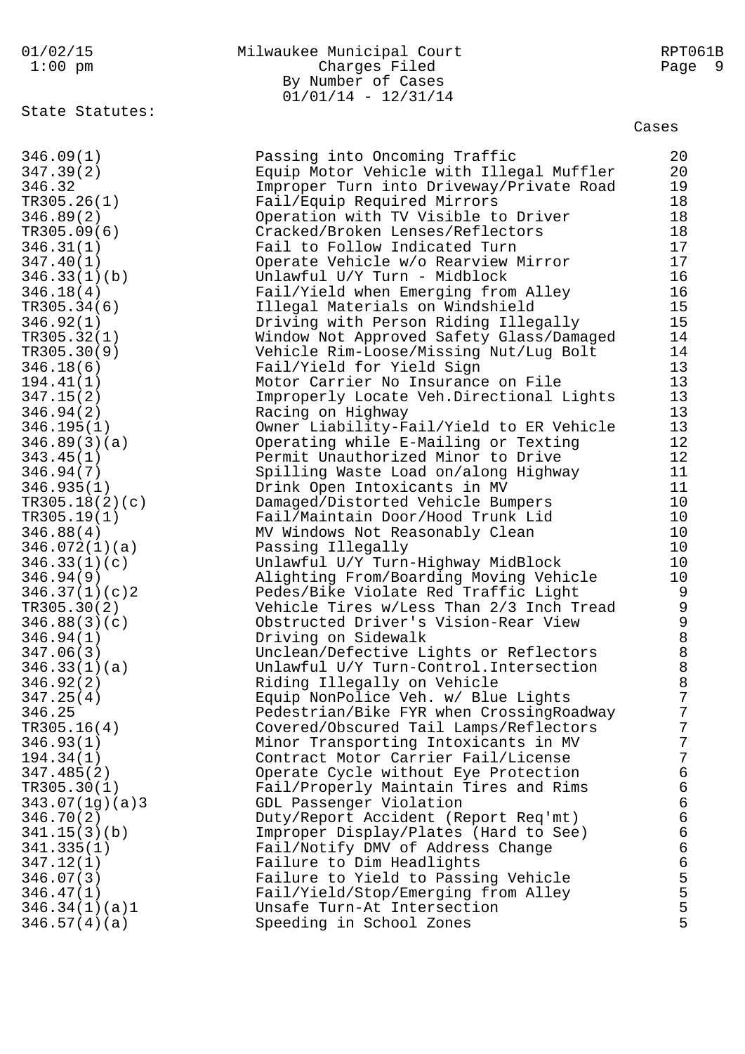Milwaukee Municipal Court
Charges Filed
By Number of Cases
01/01/14 - 12/31/14

State Statutes:

| Statute | Description | Cases |
|---|---|---|
| 346.09(1) | Passing into Oncoming Traffic | 20 |
| 347.39(2) | Equip Motor Vehicle with Illegal Muffler | 20 |
| 346.32 | Improper Turn into Driveway/Private Road | 19 |
| TR305.26(1) | Fail/Equip Required Mirrors | 18 |
| 346.89(2) | Operation with TV Visible to Driver | 18 |
| TR305.09(6) | Cracked/Broken Lenses/Reflectors | 18 |
| 346.31(1) | Fail to Follow Indicated Turn | 17 |
| 347.40(1) | Operate Vehicle w/o Rearview Mirror | 17 |
| 346.33(1)(b) | Unlawful U/Y Turn - Midblock | 16 |
| 346.18(4) | Fail/Yield when Emerging from Alley | 16 |
| TR305.34(6) | Illegal Materials on Windshield | 15 |
| 346.92(1) | Driving with Person Riding Illegally | 15 |
| TR305.32(1) | Window Not Approved Safety Glass/Damaged | 14 |
| TR305.30(9) | Vehicle Rim-Loose/Missing Nut/Lug Bolt | 14 |
| 346.18(6) | Fail/Yield for Yield Sign | 13 |
| 194.41(1) | Motor Carrier No Insurance on File | 13 |
| 347.15(2) | Improperly Locate Veh.Directional Lights | 13 |
| 346.94(2) | Racing on Highway | 13 |
| 346.195(1) | Owner Liability-Fail/Yield to ER Vehicle | 13 |
| 346.89(3)(a) | Operating while E-Mailing or Texting | 12 |
| 343.45(1) | Permit Unauthorized Minor to Drive | 12 |
| 346.94(7) | Spilling Waste Load on/along Highway | 11 |
| 346.935(1) | Drink Open Intoxicants in MV | 11 |
| TR305.18(2)(c) | Damaged/Distorted Vehicle Bumpers | 10 |
| TR305.19(1) | Fail/Maintain Door/Hood Trunk Lid | 10 |
| 346.88(4) | MV Windows Not Reasonably Clean | 10 |
| 346.072(1)(a) | Passing Illegally | 10 |
| 346.33(1)(c) | Unlawful U/Y Turn-Highway MidBlock | 10 |
| 346.94(9) | Alighting From/Boarding Moving Vehicle | 10 |
| 346.37(1)(c)2 | Pedes/Bike Violate Red Traffic Light | 9 |
| TR305.30(2) | Vehicle Tires w/Less Than 2/3 Inch Tread | 9 |
| 346.88(3)(c) | Obstructed Driver's Vision-Rear View | 9 |
| 346.94(1) | Driving on Sidewalk | 8 |
| 347.06(3) | Unclean/Defective Lights or Reflectors | 8 |
| 346.33(1)(a) | Unlawful U/Y Turn-Control.Intersection | 8 |
| 346.92(2) | Riding Illegally on Vehicle | 8 |
| 347.25(4) | Equip NonPolice Veh. w/ Blue Lights | 7 |
| 346.25 | Pedestrian/Bike FYR when CrossingRoadway | 7 |
| TR305.16(4) | Covered/Obscured Tail Lamps/Reflectors | 7 |
| 346.93(1) | Minor Transporting Intoxicants in MV | 7 |
| 194.34(1) | Contract Motor Carrier Fail/License | 7 |
| 347.485(2) | Operate Cycle without Eye Protection | 6 |
| TR305.30(1) | Fail/Properly Maintain Tires and Rims | 6 |
| 343.07(1g)(a)3 | GDL Passenger Violation | 6 |
| 346.70(2) | Duty/Report Accident (Report Req'mt) | 6 |
| 341.15(3)(b) | Improper Display/Plates (Hard to See) | 6 |
| 341.335(1) | Fail/Notify DMV of Address Change | 6 |
| 347.12(1) | Failure to Dim Headlights | 6 |
| 346.07(3) | Failure to Yield to Passing Vehicle | 5 |
| 346.47(1) | Fail/Yield/Stop/Emerging from Alley | 5 |
| 346.34(1)(a)1 | Unsafe Turn-At Intersection | 5 |
| 346.57(4)(a) | Speeding in School Zones | 5 |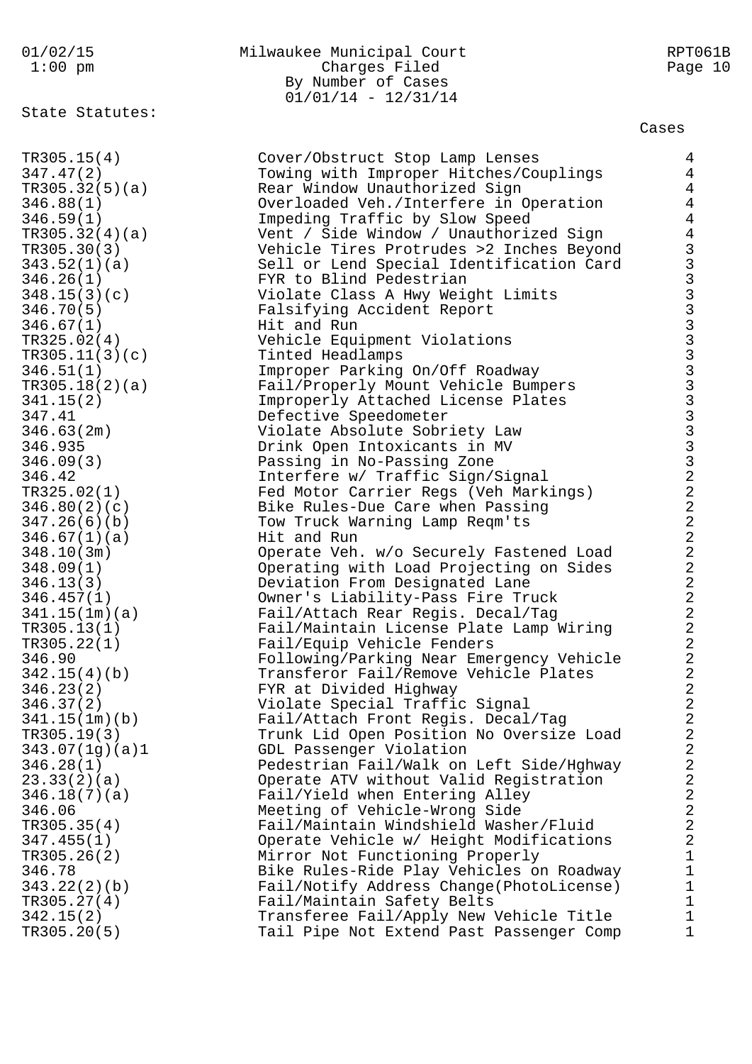State Statutes:

| Statute | Description | Cases |
|---|---|---|
| TR305.15(4) | Cover/Obstruct Stop Lamp Lenses | 4 |
| 347.47(2) | Towing with Improper Hitches/Couplings | 4 |
| TR305.32(5)(a) | Rear Window Unauthorized Sign | 4 |
| 346.88(1) | Overloaded Veh./Interfere in Operation | 4 |
| 346.59(1) | Impeding Traffic by Slow Speed | 4 |
| TR305.32(4)(a) | Vent / Side Window / Unauthorized Sign | 4 |
| TR305.30(3) | Vehicle Tires Protrudes >2 Inches Beyond | 3 |
| 343.52(1)(a) | Sell or Lend Special Identification Card | 3 |
| 346.26(1) | FYR to Blind Pedestrian | 3 |
| 348.15(3)(c) | Violate Class A Hwy Weight Limits | 3 |
| 346.70(5) | Falsifying Accident Report | 3 |
| 346.67(1) | Hit and Run | 3 |
| TR325.02(4) | Vehicle Equipment Violations | 3 |
| TR305.11(3)(c) | Tinted Headlamps | 3 |
| 346.51(1) | Improper Parking On/Off Roadway | 3 |
| TR305.18(2)(a) | Fail/Properly Mount Vehicle Bumpers | 3 |
| 341.15(2) | Improperly Attached License Plates | 3 |
| 347.41 | Defective Speedometer | 3 |
| 346.63(2m) | Violate Absolute Sobriety Law | 3 |
| 346.935 | Drink Open Intoxicants in MV | 3 |
| 346.09(3) | Passing in No-Passing Zone | 3 |
| 346.42 | Interfere w/ Traffic Sign/Signal | 2 |
| TR325.02(1) | Fed Motor Carrier Regs (Veh Markings) | 2 |
| 346.80(2)(c) | Bike Rules-Due Care when Passing | 2 |
| 347.26(6)(b) | Tow Truck Warning Lamp Reqm'ts | 2 |
| 346.67(1)(a) | Hit and Run | 2 |
| 348.10(3m) | Operate Veh. w/o Securely Fastened Load | 2 |
| 348.09(1) | Operating with Load Projecting on Sides | 2 |
| 346.13(3) | Deviation From Designated Lane | 2 |
| 346.457(1) | Owner's Liability-Pass Fire Truck | 2 |
| 341.15(1m)(a) | Fail/Attach Rear Regis. Decal/Tag | 2 |
| TR305.13(1) | Fail/Maintain License Plate Lamp Wiring | 2 |
| TR305.22(1) | Fail/Equip Vehicle Fenders | 2 |
| 346.90 | Following/Parking Near Emergency Vehicle | 2 |
| 342.15(4)(b) | Transferor Fail/Remove Vehicle Plates | 2 |
| 346.23(2) | FYR at Divided Highway | 2 |
| 346.37(2) | Violate Special Traffic Signal | 2 |
| 341.15(1m)(b) | Fail/Attach Front Regis. Decal/Tag | 2 |
| TR305.19(3) | Trunk Lid Open Position No Oversize Load | 2 |
| 343.07(1g)(a)1 | GDL Passenger Violation | 2 |
| 346.28(1) | Pedestrian Fail/Walk on Left Side/Hghway | 2 |
| 23.33(2)(a) | Operate ATV without Valid Registration | 2 |
| 346.18(7)(a) | Fail/Yield when Entering Alley | 2 |
| 346.06 | Meeting of Vehicle-Wrong Side | 2 |
| TR305.35(4) | Fail/Maintain Windshield Washer/Fluid | 2 |
| 347.455(1) | Operate Vehicle w/ Height Modifications | 2 |
| TR305.26(2) | Mirror Not Functioning Properly | 1 |
| 346.78 | Bike Rules-Ride Play Vehicles on Roadway | 1 |
| 343.22(2)(b) | Fail/Notify Address Change(PhotoLicense) | 1 |
| TR305.27(4) | Fail/Maintain Safety Belts | 1 |
| 342.15(2) | Transferee Fail/Apply New Vehicle Title | 1 |
| TR305.20(5) | Tail Pipe Not Extend Past Passenger Comp | 1 |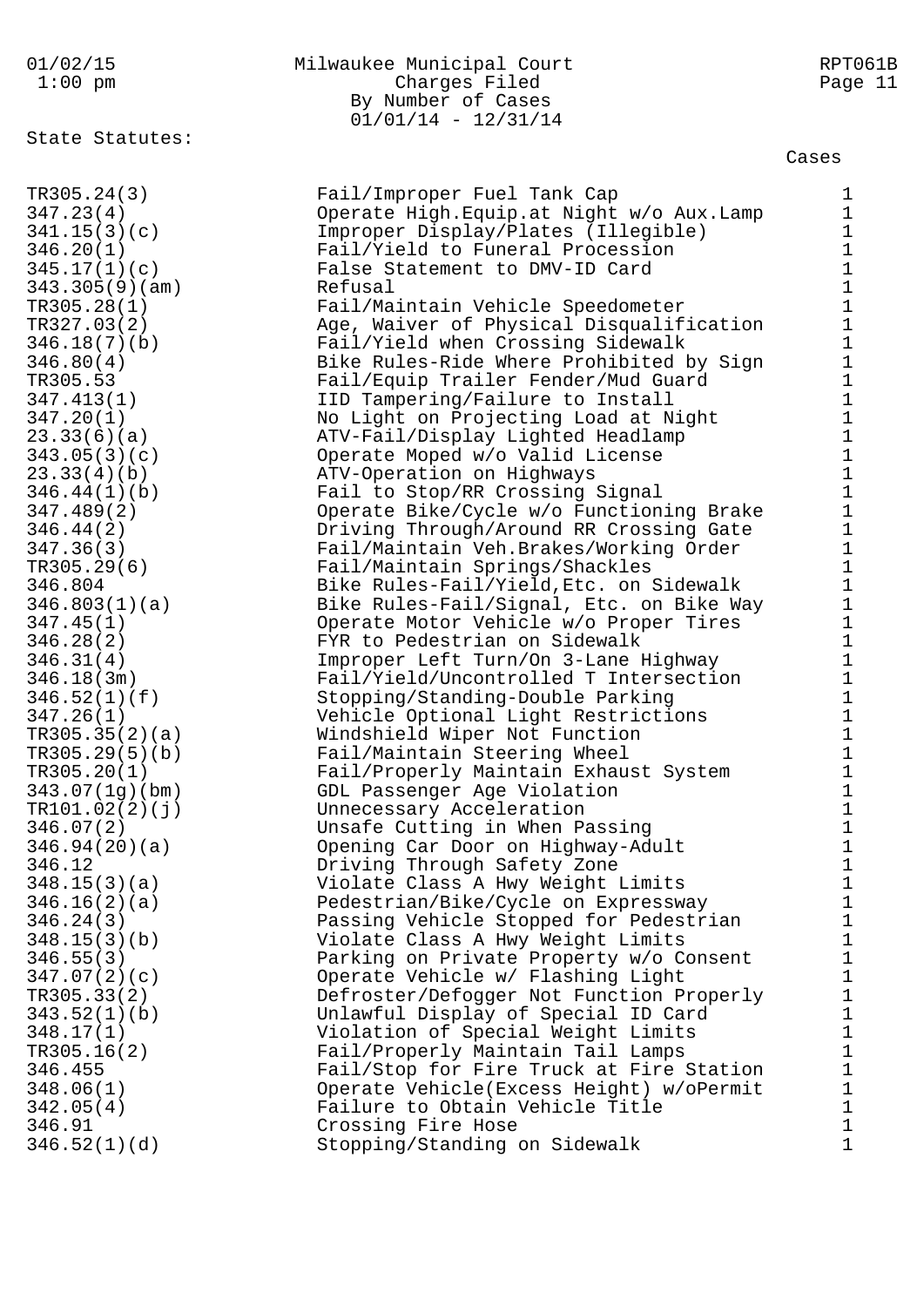Milwaukee Municipal Court
Charges Filed
By Number of Cases
01/01/14 - 12/31/14

State Statutes:

| Statute | Description | Cases |
|---|---|---|
| TR305.24(3) | Fail/Improper Fuel Tank Cap | 1 |
| 347.23(4) | Operate High.Equip.at Night w/o Aux.Lamp | 1 |
| 341.15(3)(c) | Improper Display/Plates (Illegible) | 1 |
| 346.20(1) | Fail/Yield to Funeral Procession | 1 |
| 345.17(1)(c) | False Statement to DMV-ID Card | 1 |
| 343.305(9)(am) | Refusal | 1 |
| TR305.28(1) | Fail/Maintain Vehicle Speedometer | 1 |
| TR327.03(2) | Age, Waiver of Physical Disqualification | 1 |
| 346.18(7)(b) | Fail/Yield when Crossing Sidewalk | 1 |
| 346.80(4) | Bike Rules-Ride Where Prohibited by Sign | 1 |
| TR305.53 | Fail/Equip Trailer Fender/Mud Guard | 1 |
| 347.413(1) | IID Tampering/Failure to Install | 1 |
| 347.20(1) | No Light on Projecting Load at Night | 1 |
| 23.33(6)(a) | ATV-Fail/Display Lighted Headlamp | 1 |
| 343.05(3)(c) | Operate Moped w/o Valid License | 1 |
| 23.33(4)(b) | ATV-Operation on Highways | 1 |
| 346.44(1)(b) | Fail to Stop/RR Crossing Signal | 1 |
| 347.489(2) | Operate Bike/Cycle w/o Functioning Brake | 1 |
| 346.44(2) | Driving Through/Around RR Crossing Gate | 1 |
| 347.36(3) | Fail/Maintain Veh.Brakes/Working Order | 1 |
| TR305.29(6) | Fail/Maintain Springs/Shackles | 1 |
| 346.804 | Bike Rules-Fail/Yield,Etc. on Sidewalk | 1 |
| 346.803(1)(a) | Bike Rules-Fail/Signal, Etc. on Bike Way | 1 |
| 347.45(1) | Operate Motor Vehicle w/o Proper Tires | 1 |
| 346.28(2) | FYR to Pedestrian on Sidewalk | 1 |
| 346.31(4) | Improper Left Turn/On 3-Lane Highway | 1 |
| 346.18(3m) | Fail/Yield/Uncontrolled T Intersection | 1 |
| 346.52(1)(f) | Stopping/Standing-Double Parking | 1 |
| 347.26(1) | Vehicle Optional Light Restrictions | 1 |
| TR305.35(2)(a) | Windshield Wiper Not Function | 1 |
| TR305.29(5)(b) | Fail/Maintain Steering Wheel | 1 |
| TR305.20(1) | Fail/Properly Maintain Exhaust System | 1 |
| 343.07(1g)(bm) | GDL Passenger Age Violation | 1 |
| TR101.02(2)(j) | Unnecessary Acceleration | 1 |
| 346.07(2) | Unsafe Cutting in When Passing | 1 |
| 346.94(20)(a) | Opening Car Door on Highway-Adult | 1 |
| 346.12 | Driving Through Safety Zone | 1 |
| 348.15(3)(a) | Violate Class A Hwy Weight Limits | 1 |
| 346.16(2)(a) | Pedestrian/Bike/Cycle on Expressway | 1 |
| 346.24(3) | Passing Vehicle Stopped for Pedestrian | 1 |
| 348.15(3)(b) | Violate Class A Hwy Weight Limits | 1 |
| 346.55(3) | Parking on Private Property w/o Consent | 1 |
| 347.07(2)(c) | Operate Vehicle w/ Flashing Light | 1 |
| TR305.33(2) | Defroster/Defogger Not Function Properly | 1 |
| 343.52(1)(b) | Unlawful Display of Special ID Card | 1 |
| 348.17(1) | Violation of Special Weight Limits | 1 |
| TR305.16(2) | Fail/Properly Maintain Tail Lamps | 1 |
| 346.455 | Fail/Stop for Fire Truck at Fire Station | 1 |
| 348.06(1) | Operate Vehicle(Excess Height) w/oPermit | 1 |
| 342.05(4) | Failure to Obtain Vehicle Title | 1 |
| 346.91 | Crossing Fire Hose | 1 |
| 346.52(1)(d) | Stopping/Standing on Sidewalk | 1 |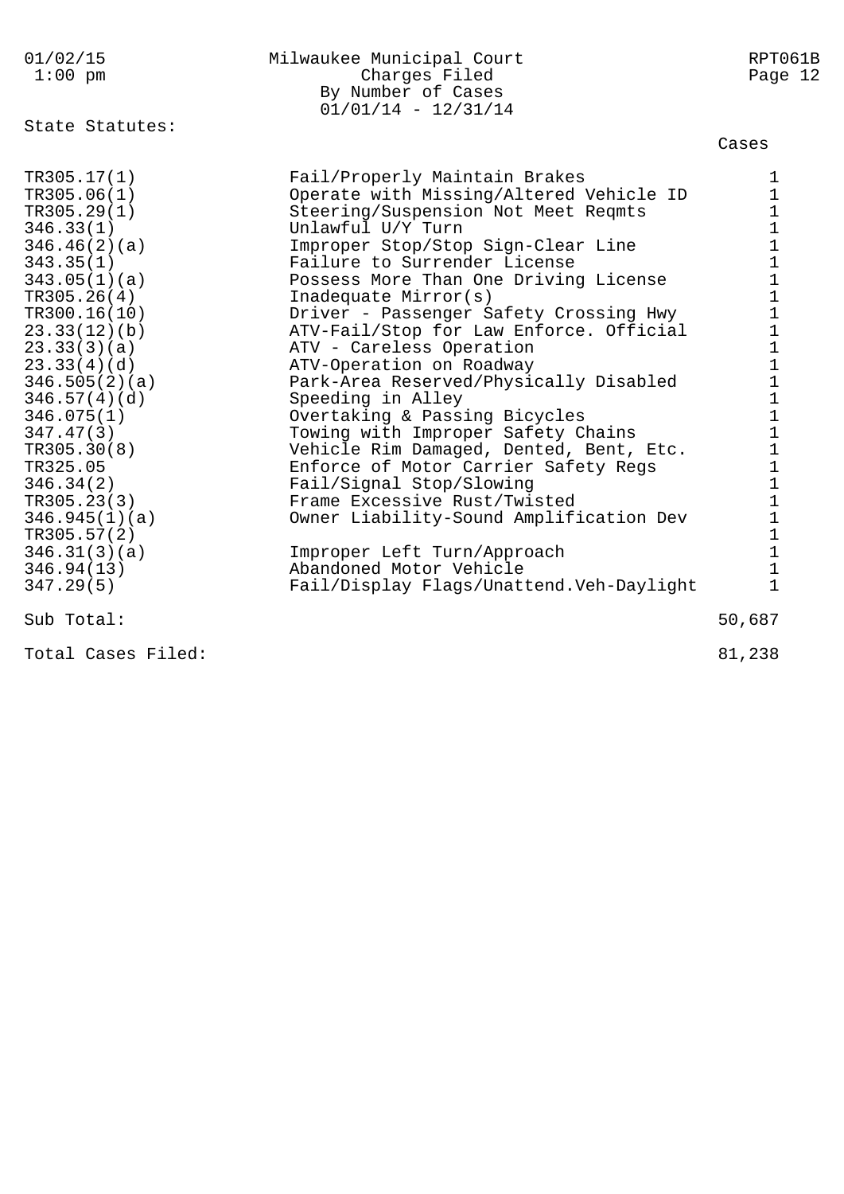Milwaukee Municipal Court
Charges Filed
By Number of Cases
01/01/14 - 12/31/14

01/02/15
1:00 pm

RPT061B

State Statutes:

| | | Cases |
|---|---|---|
| TR305.17(1) | Fail/Properly Maintain Brakes | 1 |
| TR305.06(1) | Operate with Missing/Altered Vehicle ID | 1 |
| TR305.29(1) | Steering/Suspension Not Meet Reqmts | 1 |
| 346.33(1) | Unlawful U/Y Turn | 1 |
| 346.46(2)(a) | Improper Stop/Stop Sign-Clear Line | 1 |
| 343.35(1) | Failure to Surrender License | 1 |
| 343.05(1)(a) | Possess More Than One Driving License | 1 |
| TR305.26(4) | Inadequate Mirror(s) | 1 |
| TR300.16(10) | Driver - Passenger Safety Crossing Hwy | 1 |
| 23.33(12)(b) | ATV-Fail/Stop for Law Enforce. Official | 1 |
| 23.33(3)(a) | ATV - Careless Operation | 1 |
| 23.33(4)(d) | ATV-Operation on Roadway | 1 |
| 346.505(2)(a) | Park-Area Reserved/Physically Disabled | 1 |
| 346.57(4)(d) | Speeding in Alley | 1 |
| 346.075(1) | Overtaking & Passing Bicycles | 1 |
| 347.47(3) | Towing with Improper Safety Chains | 1 |
| TR305.30(8) | Vehicle Rim Damaged, Dented, Bent, Etc. | 1 |
| TR325.05 | Enforce of Motor Carrier Safety Regs | 1 |
| 346.34(2) | Fail/Signal Stop/Slowing | 1 |
| TR305.23(3) | Frame Excessive Rust/Twisted | 1 |
| 346.945(1)(a) | Owner Liability-Sound Amplification Dev | 1 |
| TR305.57(2) | | 1 |
| 346.31(3)(a) | Improper Left Turn/Approach | 1 |
| 346.94(13) | Abandoned Motor Vehicle | 1 |
| 347.29(5) | Fail/Display Flags/Unattend.Veh-Daylight | 1 |
| Sub Total: | | 50,687 |
| Total Cases Filed: | | 81,238 |